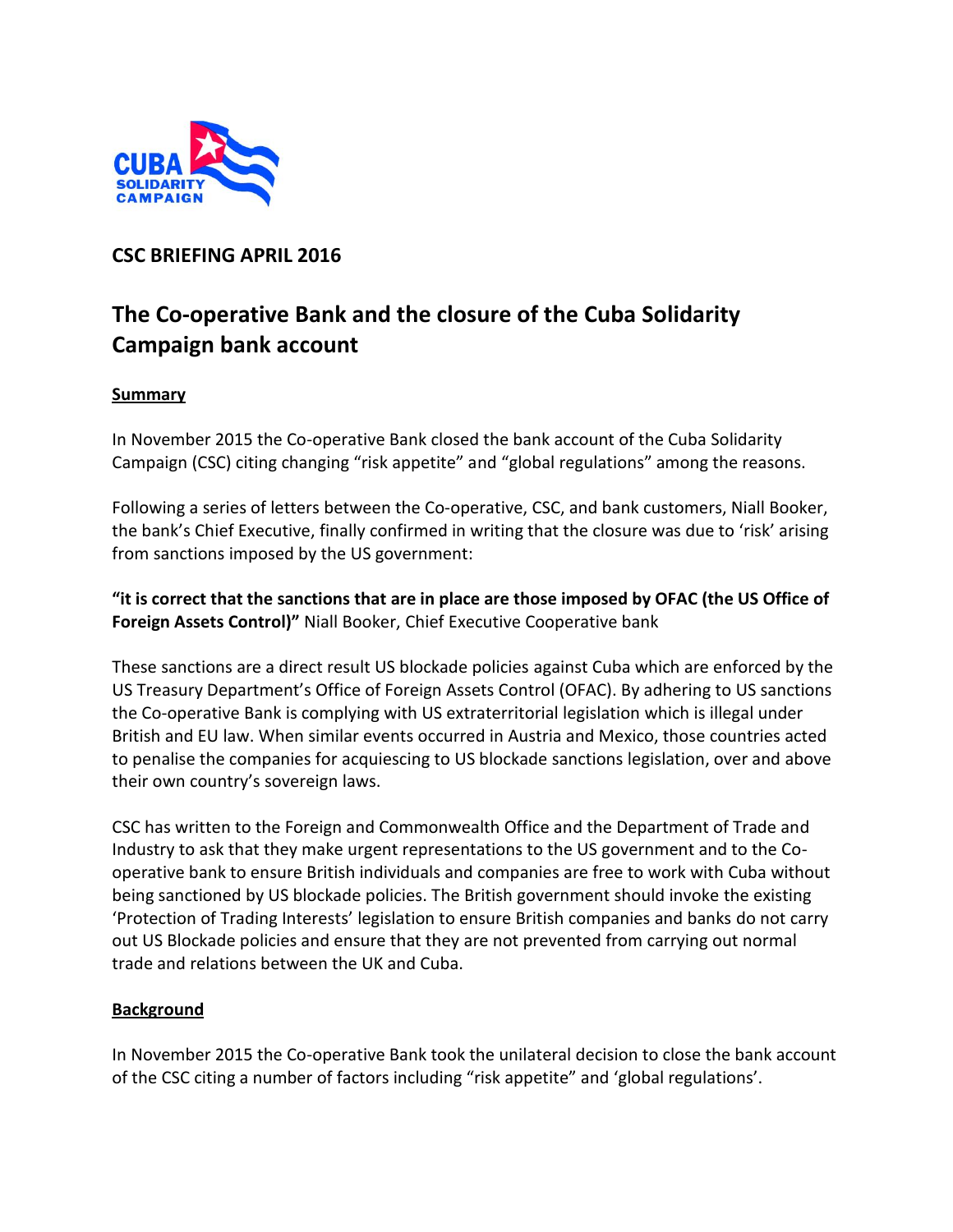CUBA SOLIDARITY CAMPAIGN

## CSC BRIEFING APRIL 2016

# The Co-operative Bank and the closure of the Cuba Solidarity Campaign bank account

**Summary**

In November 2015 the Co-operative Bank closed the bank account of the Cuba Solidarity Campaign (CSC) citing changing "risk appetite" and "global regulations" among the reasons.

Following a series of letters between the Co-operative, CSC, and bank customers, Niall Booker, the bank's Chief Executive, finally confirmed in writing that the closure was due to 'risk' arising from sanctions imposed by the US government:

**"it is correct that the sanctions that are in place are those imposed by OFAC (the US Office of Foreign Assets Control)"** Niall Booker, Chief Executive Cooperative bank

These sanctions are a direct result US blockade policies against Cuba which are enforced by the US Treasury Department's Office of Foreign Assets Control (OFAC). By adhering to US sanctions the Co-operative Bank is complying with US extraterritorial legislation which is illegal under British and EU law. When similar events occurred in Austria and Mexico, those countries acted to penalise the companies for acquiescing to US blockade sanctions legislation, over and above their own country's sovereign laws.

CSC has written to the Foreign and Commonwealth Office and the Department of Trade and Industry to ask that they make urgent representations to the US government and to the Co-operative bank to ensure British individuals and companies are free to work with Cuba without being sanctioned by US blockade policies. The British government should invoke the existing 'Protection of Trading Interests' legislation to ensure British companies and banks do not carry out US Blockade policies and ensure that they are not prevented from carrying out normal trade and relations between the UK and Cuba.

**Background**

In November 2015 the Co-operative Bank took the unilateral decision to close the bank account of the CSC citing a number of factors including "risk appetite" and 'global regulations'.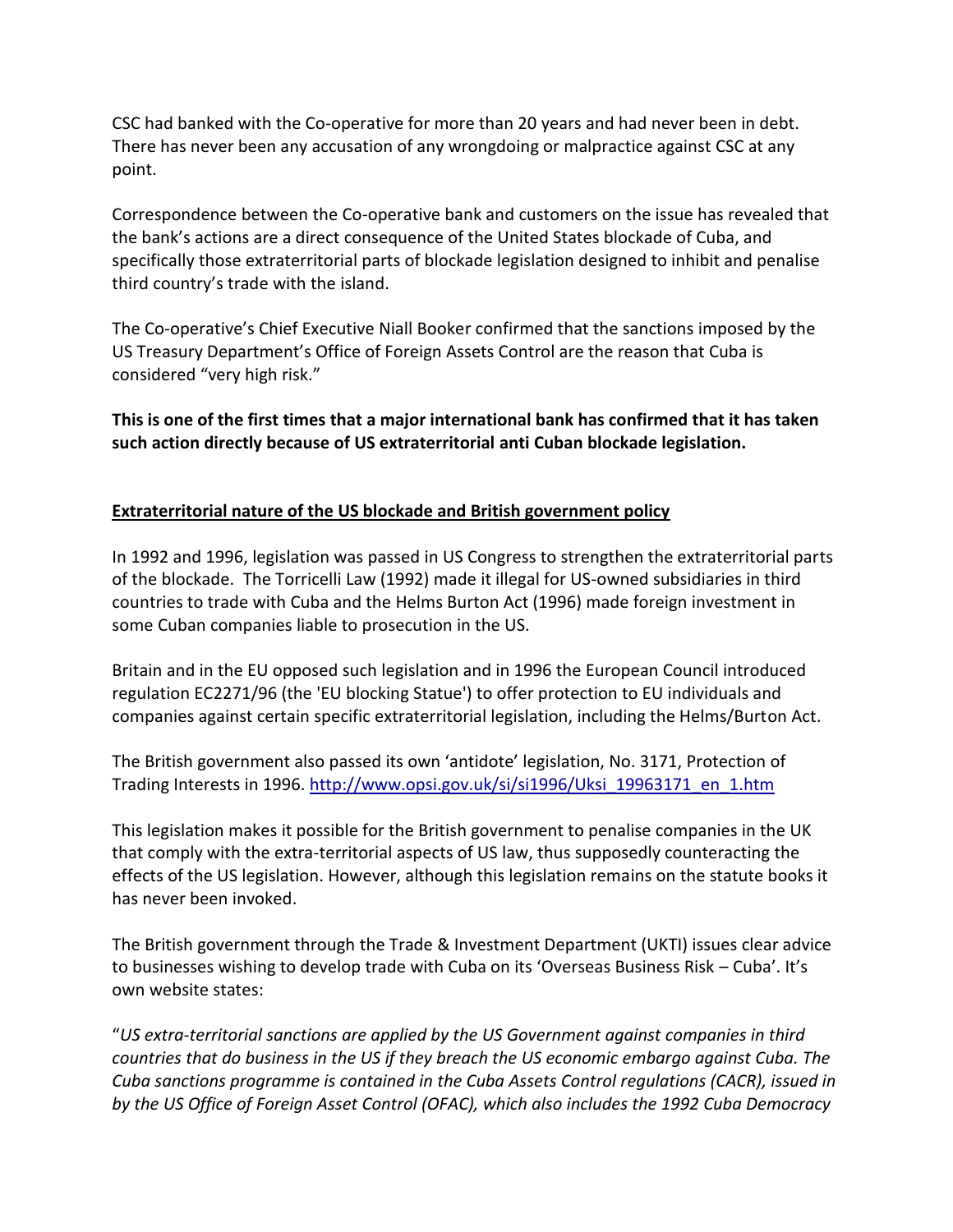CSC had banked with the Co-operative for more than 20 years and had never been in debt. There has never been any accusation of any wrongdoing or malpractice against CSC at any point.

Correspondence between the Co-operative bank and customers on the issue has revealed that the bank's actions are a direct consequence of the United States blockade of Cuba, and specifically those extraterritorial parts of blockade legislation designed to inhibit and penalise third country's trade with the island.

The Co-operative's Chief Executive Niall Booker confirmed that the sanctions imposed by the US Treasury Department's Office of Foreign Assets Control are the reason that Cuba is considered "very high risk."

**This is one of the first times that a major international bank has confirmed that it has taken such action directly because of US extraterritorial anti Cuban blockade legislation.**

**Extraterritorial nature of the US blockade and British government policy**

In 1992 and 1996, legislation was passed in US Congress to strengthen the extraterritorial parts of the blockade. The Torricelli Law (1992) made it illegal for US-owned subsidiaries in third countries to trade with Cuba and the Helms Burton Act (1996) made foreign investment in some Cuban companies liable to prosecution in the US.

Britain and in the EU opposed such legislation and in 1996 the European Council introduced regulation EC2271/96 (the 'EU blocking Statue') to offer protection to EU individuals and companies against certain specific extraterritorial legislation, including the Helms/Burton Act.

The British government also passed its own 'antidote' legislation, No. 3171, Protection of Trading Interests in 1996. [http://www.opsi.gov.uk/si/si1996/Uksi_19963171_en_1.htm](http://www.opsi.gov.uk/si/si1996/Uksi_19963171_en_1.htm)

This legislation makes it possible for the British government to penalise companies in the UK that comply with the extra-territorial aspects of US law, thus supposedly counteracting the effects of the US legislation. However, although this legislation remains on the statute books it has never been invoked.

The British government through the Trade & Investment Department (UKTI) issues clear advice to businesses wishing to develop trade with Cuba on its 'Overseas Business Risk – Cuba'. It's own website states:

"*US extra-territorial sanctions are applied by the US Government against companies in third countries that do business in the US if they breach the US economic embargo against Cuba. The Cuba sanctions programme is contained in the Cuba Assets Control regulations (CACR), issued in by the US Office of Foreign Asset Control (OFAC), which also includes the 1992 Cuba Democracy*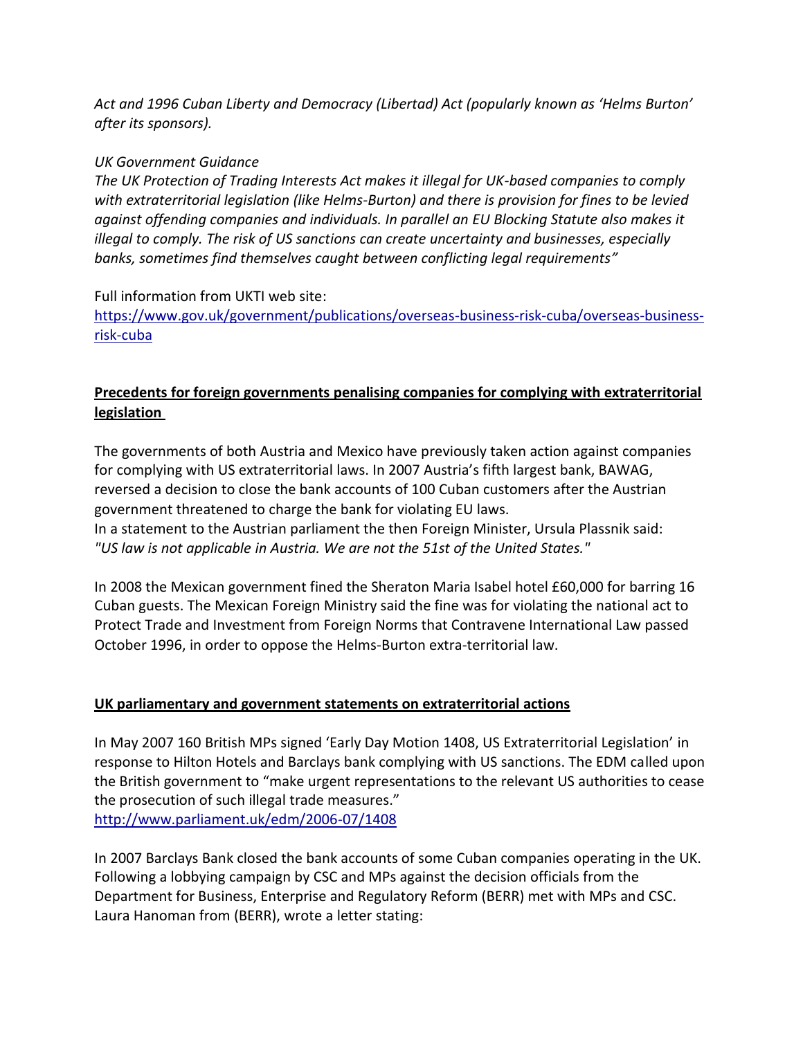*Act and 1996 Cuban Liberty and Democracy (Libertad) Act (popularly known as 'Helms Burton' after its sponsors).*

*UK Government Guidance*
*The UK Protection of Trading Interests Act makes it illegal for UK-based companies to comply with extraterritorial legislation (like Helms-Burton) and there is provision for fines to be levied against offending companies and individuals. In parallel an EU Blocking Statute also makes it illegal to comply. The risk of US sanctions can create uncertainty and businesses, especially banks, sometimes find themselves caught between conflicting legal requirements"*

Full information from UKTI web site:
[https://www.gov.uk/government/publications/overseas-business-risk-cuba/overseas-business-risk-cuba](https://www.gov.uk/government/publications/overseas-business-risk-cuba/overseas-business-risk-cuba)

**Precedents for foreign governments penalising companies for complying with extraterritorial legislation**

The governments of both Austria and Mexico have previously taken action against companies for complying with US extraterritorial laws. In 2007 Austria's fifth largest bank, BAWAG, reversed a decision to close the bank accounts of 100 Cuban customers after the Austrian government threatened to charge the bank for violating EU laws.
In a statement to the Austrian parliament the then Foreign Minister, Ursula Plassnik said: *"US law is not applicable in Austria. We are not the 51st of the United States."*

In 2008 the Mexican government fined the Sheraton Maria Isabel hotel £60,000 for barring 16 Cuban guests. The Mexican Foreign Ministry said the fine was for violating the national act to Protect Trade and Investment from Foreign Norms that Contravene International Law passed October 1996, in order to oppose the Helms-Burton extra-territorial law.

**UK parliamentary and government statements on extraterritorial actions**

In May 2007 160 British MPs signed 'Early Day Motion 1408, US Extraterritorial Legislation' in response to Hilton Hotels and Barclays bank complying with US sanctions. The EDM called upon the British government to "make urgent representations to the relevant US authorities to cease the prosecution of such illegal trade measures."
[http://www.parliament.uk/edm/2006-07/1408](http://www.parliament.uk/edm/2006-07/1408)

In 2007 Barclays Bank closed the bank accounts of some Cuban companies operating in the UK. Following a lobbying campaign by CSC and MPs against the decision officials from the Department for Business, Enterprise and Regulatory Reform (BERR) met with MPs and CSC. Laura Hanoman from (BERR), wrote a letter stating: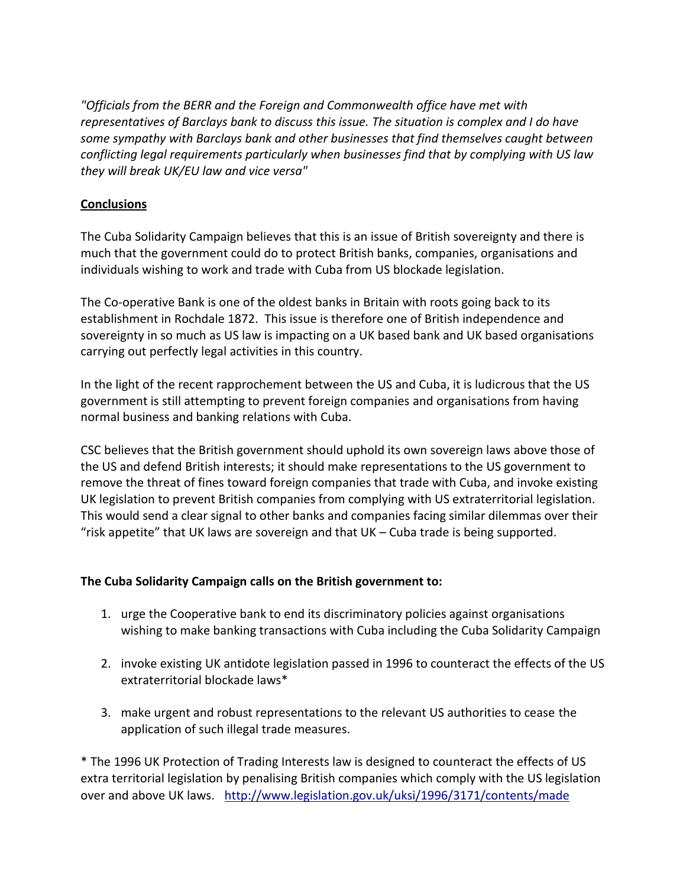*"Officials from the BERR and the Foreign and Commonwealth office have met with representatives of Barclays bank to discuss this issue. The situation is complex and I do have some sympathy with Barclays bank and other businesses that find themselves caught between conflicting legal requirements particularly when businesses find that by complying with US law they will break UK/EU law and vice versa"*

**Conclusions**

The Cuba Solidarity Campaign believes that this is an issue of British sovereignty and there is much that the government could do to protect British banks, companies, organisations and individuals wishing to work and trade with Cuba from US blockade legislation.

The Co-operative Bank is one of the oldest banks in Britain with roots going back to its establishment in Rochdale 1872. This issue is therefore one of British independence and sovereignty in so much as US law is impacting on a UK based bank and UK based organisations carrying out perfectly legal activities in this country.

In the light of the recent rapprochement between the US and Cuba, it is ludicrous that the US government is still attempting to prevent foreign companies and organisations from having normal business and banking relations with Cuba.

CSC believes that the British government should uphold its own sovereign laws above those of the US and defend British interests; it should make representations to the US government to remove the threat of fines toward foreign companies that trade with Cuba, and invoke existing UK legislation to prevent British companies from complying with US extraterritorial legislation. This would send a clear signal to other banks and companies facing similar dilemmas over their "risk appetite" that UK laws are sovereign and that UK – Cuba trade is being supported.

**The Cuba Solidarity Campaign calls on the British government to:**

1. urge the Cooperative bank to end its discriminatory policies against organisations wishing to make banking transactions with Cuba including the Cuba Solidarity Campaign
2. invoke existing UK antidote legislation passed in 1996 to counteract the effects of the US extraterritorial blockade laws*
3. make urgent and robust representations to the relevant US authorities to cease the application of such illegal trade measures.

* The 1996 UK Protection of Trading Interests law is designed to counteract the effects of US extra territorial legislation by penalising British companies which comply with the US legislation over and above UK laws. http://www.legislation.gov.uk/uksi/1996/3171/contents/made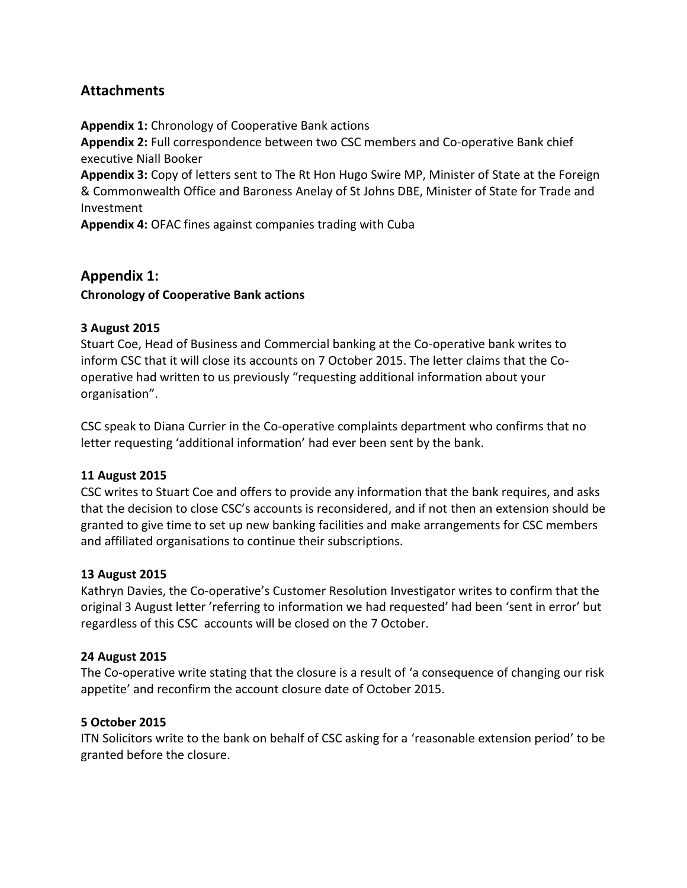## Attachments

**Appendix 1:** Chronology of Cooperative Bank actions
**Appendix 2:** Full correspondence between two CSC members and Co-operative Bank chief executive Niall Booker
**Appendix 3:** Copy of letters sent to The Rt Hon Hugo Swire MP, Minister of State at the Foreign & Commonwealth Office and Baroness Anelay of St Johns DBE, Minister of State for Trade and Investment
**Appendix 4:** OFAC fines against companies trading with Cuba

## Appendix 1:

### Chronology of Cooperative Bank actions

**3 August 2015**
Stuart Coe, Head of Business and Commercial banking at the Co-operative bank writes to inform CSC that it will close its accounts on 7 October 2015. The letter claims that the Co-operative had written to us previously "requesting additional information about your organisation".

CSC speak to Diana Currier in the Co-operative complaints department who confirms that no letter requesting 'additional information' had ever been sent by the bank.

**11 August 2015**
CSC writes to Stuart Coe and offers to provide any information that the bank requires, and asks that the decision to close CSC's accounts is reconsidered, and if not then an extension should be granted to give time to set up new banking facilities and make arrangements for CSC members and affiliated organisations to continue their subscriptions.

**13 August 2015**
Kathryn Davies, the Co-operative's Customer Resolution Investigator writes to confirm that the original 3 August letter 'referring to information we had requested' had been 'sent in error' but regardless of this CSC accounts will be closed on the 7 October.

**24 August 2015**
The Co-operative write stating that the closure is a result of 'a consequence of changing our risk appetite' and reconfirm the account closure date of October 2015.

**5 October 2015**
ITN Solicitors write to the bank on behalf of CSC asking for a 'reasonable extension period' to be granted before the closure.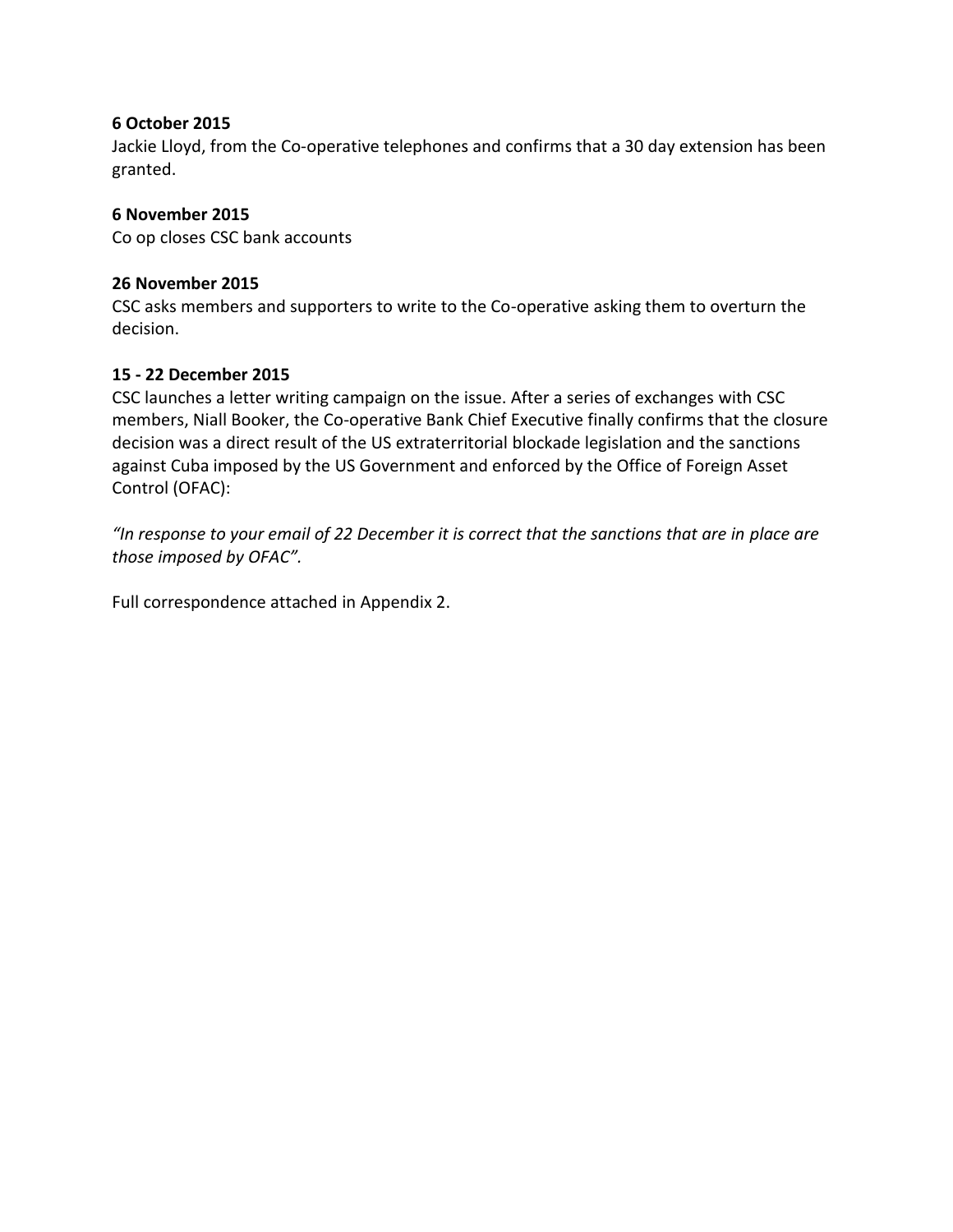**6 October 2015**

Jackie Lloyd, from the Co-operative telephones and confirms that a 30 day extension has been granted.

**6 November 2015**

Co op closes CSC bank accounts

**26 November 2015**

CSC asks members and supporters to write to the Co-operative asking them to overturn the decision.

**15 - 22 December 2015**

CSC launches a letter writing campaign on the issue. After a series of exchanges with CSC members, Niall Booker, the Co-operative Bank Chief Executive finally confirms that the closure decision was a direct result of the US extraterritorial blockade legislation and the sanctions against Cuba imposed by the US Government and enforced by the Office of Foreign Asset Control (OFAC):

*"In response to your email of 22 December it is correct that the sanctions that are in place are those imposed by OFAC".*

Full correspondence attached in Appendix 2.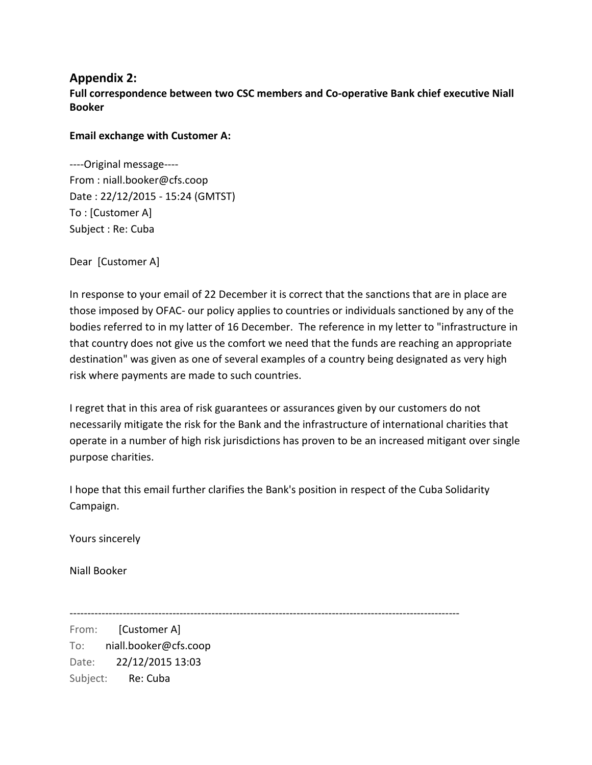## Appendix 2:

**Full correspondence between two CSC members and Co-operative Bank chief executive Niall Booker**

**Email exchange with Customer A:**

----Original message----
From : niall.booker@cfs.coop
Date : 22/12/2015 - 15:24 (GMTST)
To : [Customer A]
Subject : Re: Cuba

Dear [Customer A]

In response to your email of 22 December it is correct that the sanctions that are in place are those imposed by OFAC- our policy applies to countries or individuals sanctioned by any of the bodies referred to in my latter of 16 December. The reference in my letter to "infrastructure in that country does not give us the comfort we need that the funds are reaching an appropriate destination" was given as one of several examples of a country being designated as very high risk where payments are made to such countries.

I regret that in this area of risk guarantees or assurances given by our customers do not necessarily mitigate the risk for the Bank and the infrastructure of international charities that operate in a number of high risk jurisdictions has proven to be an increased mitigant over single purpose charities.

I hope that this email further clarifies the Bank's position in respect of the Cuba Solidarity Campaign.

Yours sincerely

Niall Booker

---

From: [Customer A]
To: niall.booker@cfs.coop
Date: 22/12/2015 13:03
Subject: Re: Cuba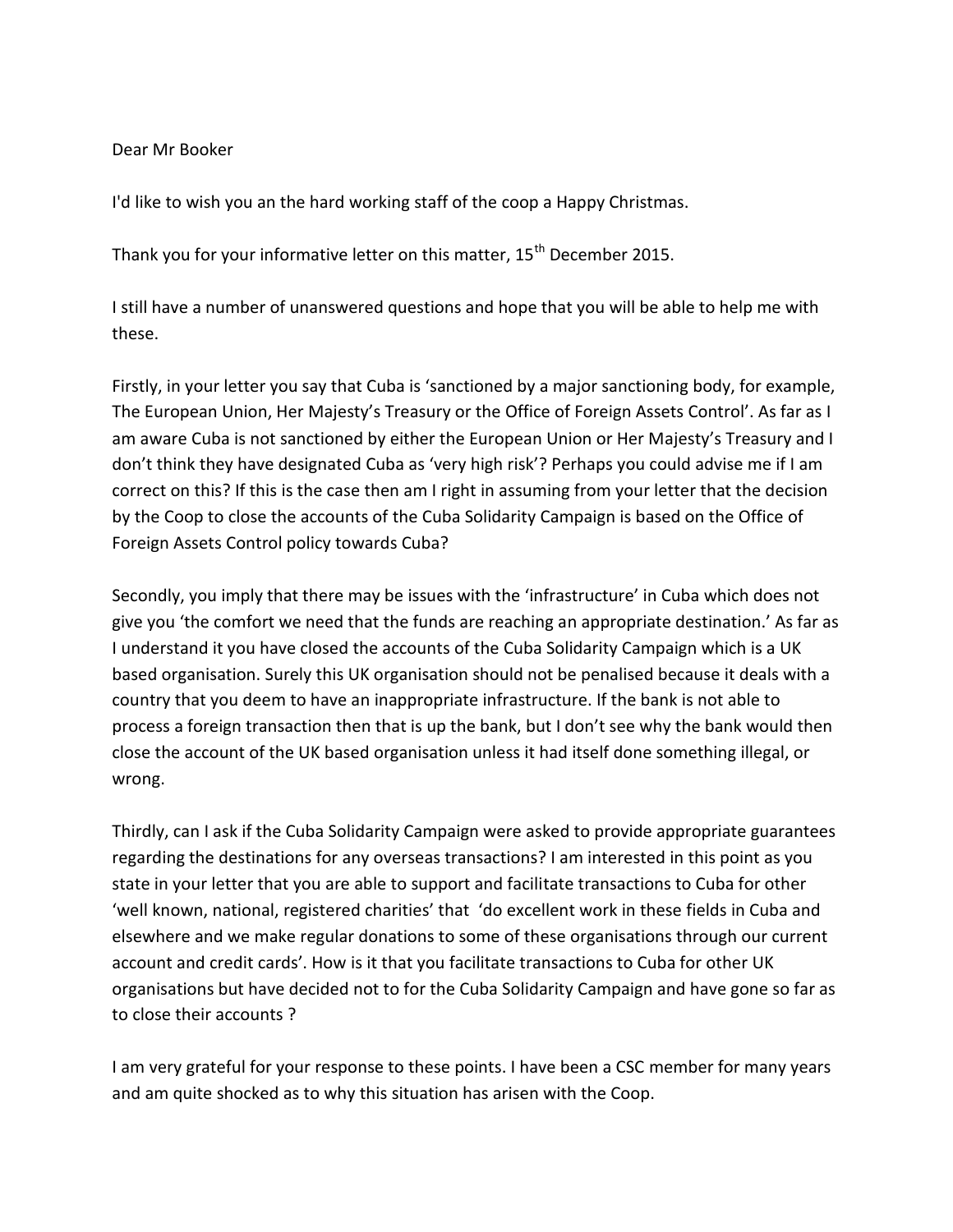Dear Mr Booker

I'd like to wish you an the hard working staff of the coop a Happy Christmas.

Thank you for your informative letter on this matter, 15th December 2015.

I still have a number of unanswered questions and hope that you will be able to help me with these.

Firstly, in your letter you say that Cuba is 'sanctioned by a major sanctioning body, for example, The European Union, Her Majesty's Treasury or the Office of Foreign Assets Control'. As far as I am aware Cuba is not sanctioned by either the European Union or Her Majesty's Treasury and I don't think they have designated Cuba as 'very high risk'? Perhaps you could advise me if I am correct on this? If this is the case then am I right in assuming from your letter that the decision by the Coop to close the accounts of the Cuba Solidarity Campaign is based on the Office of Foreign Assets Control policy towards Cuba?

Secondly, you imply that there may be issues with the 'infrastructure' in Cuba which does not give you 'the comfort we need that the funds are reaching an appropriate destination.' As far as I understand it you have closed the accounts of the Cuba Solidarity Campaign which is a UK based organisation. Surely this UK organisation should not be penalised because it deals with a country that you deem to have an inappropriate infrastructure. If the bank is not able to process a foreign transaction then that is up the bank, but I don't see why the bank would then close the account of the UK based organisation unless it had itself done something illegal, or wrong.

Thirdly, can I ask if the Cuba Solidarity Campaign were asked to provide appropriate guarantees regarding the destinations for any overseas transactions? I am interested in this point as you state in your letter that you are able to support and facilitate transactions to Cuba for other 'well known, national, registered charities' that 'do excellent work in these fields in Cuba and elsewhere and we make regular donations to some of these organisations through our current account and credit cards'. How is it that you facilitate transactions to Cuba for other UK organisations but have decided not to for the Cuba Solidarity Campaign and have gone so far as to close their accounts ?

I am very grateful for your response to these points. I have been a CSC member for many years and am quite shocked as to why this situation has arisen with the Coop.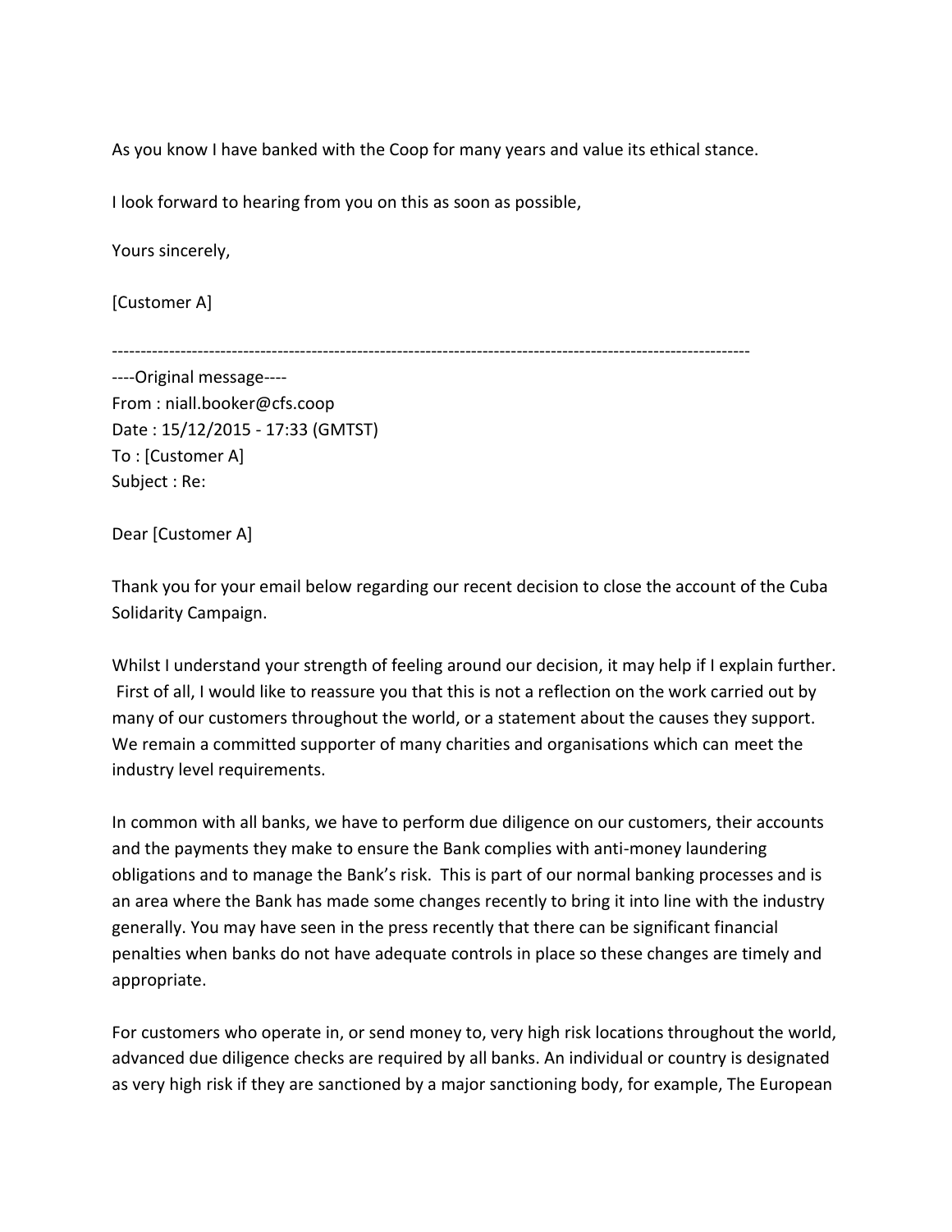As you know I have banked with the Coop for many years and value its ethical stance.

I look forward to hearing from you on this as soon as possible,

Yours sincerely,

[Customer A]

-------------------------------------------------------------------------------------------------------------------

----Original message----
From : niall.booker@cfs.coop
Date : 15/12/2015 - 17:33 (GMTST)
To : [Customer A]
Subject : Re:

Dear [Customer A]

Thank you for your email below regarding our recent decision to close the account of the Cuba Solidarity Campaign.

Whilst I understand your strength of feeling around our decision, it may help if I explain further. First of all, I would like to reassure you that this is not a reflection on the work carried out by many of our customers throughout the world, or a statement about the causes they support. We remain a committed supporter of many charities and organisations which can meet the industry level requirements.

In common with all banks, we have to perform due diligence on our customers, their accounts and the payments they make to ensure the Bank complies with anti-money laundering obligations and to manage the Bank's risk. This is part of our normal banking processes and is an area where the Bank has made some changes recently to bring it into line with the industry generally. You may have seen in the press recently that there can be significant financial penalties when banks do not have adequate controls in place so these changes are timely and appropriate.

For customers who operate in, or send money to, very high risk locations throughout the world, advanced due diligence checks are required by all banks. An individual or country is designated as very high risk if they are sanctioned by a major sanctioning body, for example, The European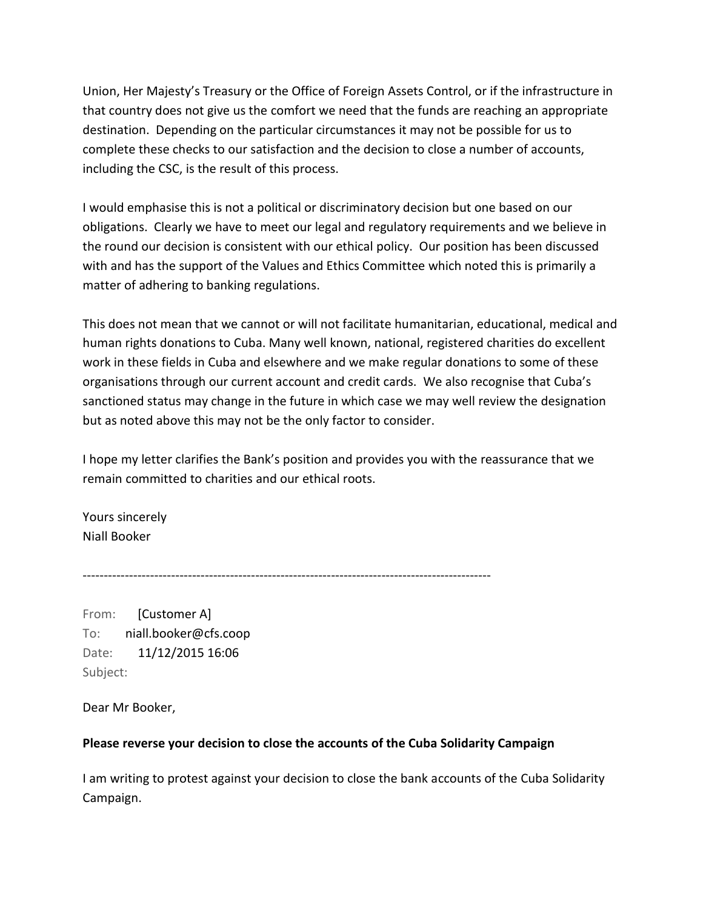Union, Her Majesty's Treasury or the Office of Foreign Assets Control, or if the infrastructure in that country does not give us the comfort we need that the funds are reaching an appropriate destination. Depending on the particular circumstances it may not be possible for us to complete these checks to our satisfaction and the decision to close a number of accounts, including the CSC, is the result of this process.

I would emphasise this is not a political or discriminatory decision but one based on our obligations. Clearly we have to meet our legal and regulatory requirements and we believe in the round our decision is consistent with our ethical policy. Our position has been discussed with and has the support of the Values and Ethics Committee which noted this is primarily a matter of adhering to banking regulations.

This does not mean that we cannot or will not facilitate humanitarian, educational, medical and human rights donations to Cuba. Many well known, national, registered charities do excellent work in these fields in Cuba and elsewhere and we make regular donations to some of these organisations through our current account and credit cards. We also recognise that Cuba's sanctioned status may change in the future in which case we may well review the designation but as noted above this may not be the only factor to consider.

I hope my letter clarifies the Bank's position and provides you with the reassurance that we remain committed to charities and our ethical roots.

Yours sincerely
Niall Booker

---

From: [Customer A]
To: niall.booker@cfs.coop
Date: 11/12/2015 16:06
Subject:

Dear Mr Booker,

**Please reverse your decision to close the accounts of the Cuba Solidarity Campaign**

I am writing to protest against your decision to close the bank accounts of the Cuba Solidarity Campaign.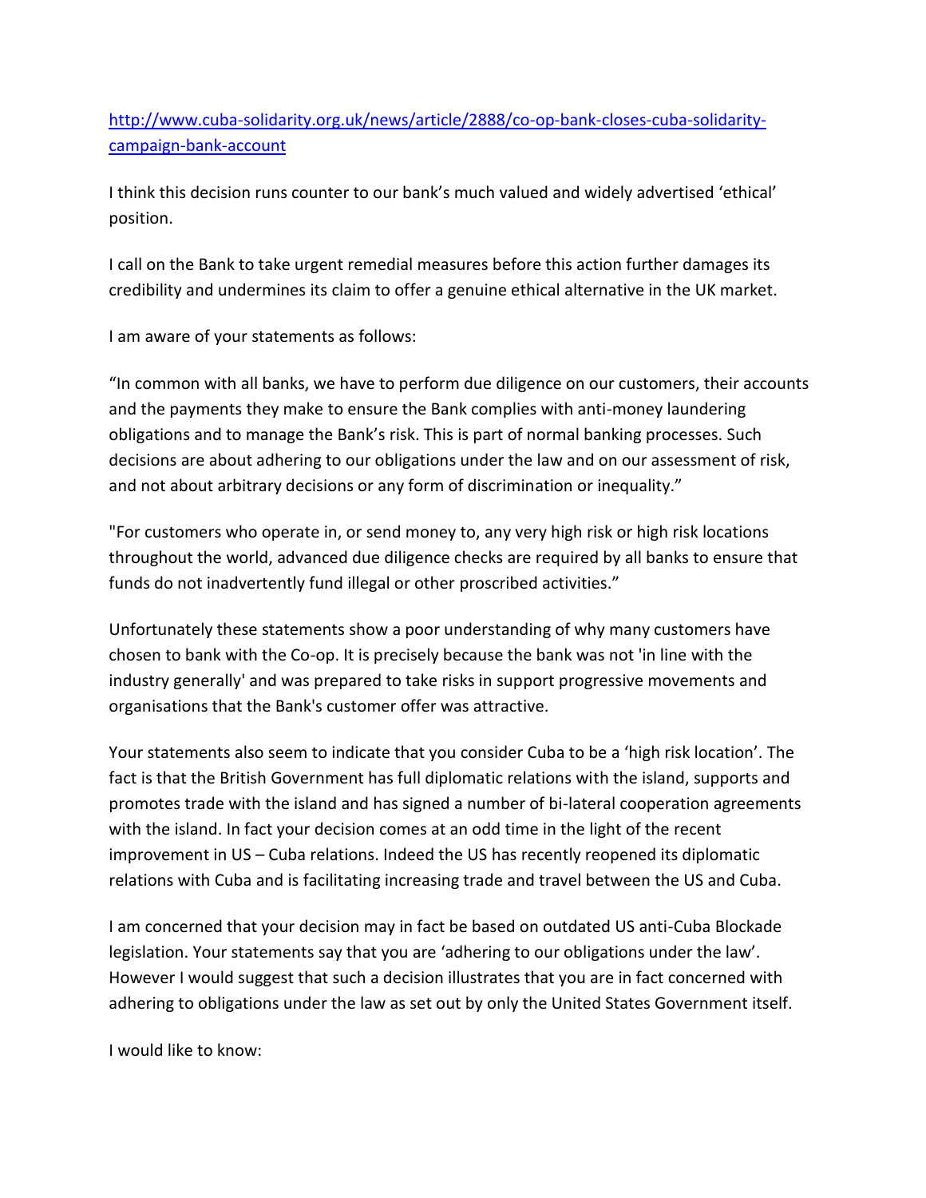[http://www.cuba-solidarity.org.uk/news/article/2888/co-op-bank-closes-cuba-solidarity-campaign-bank-account](http://www.cuba-solidarity.org.uk/news/article/2888/co-op-bank-closes-cuba-solidarity-campaign-bank-account)

I think this decision runs counter to our bank's much valued and widely advertised 'ethical' position.

I call on the Bank to take urgent remedial measures before this action further damages its credibility and undermines its claim to offer a genuine ethical alternative in the UK market.

I am aware of your statements as follows:

"In common with all banks, we have to perform due diligence on our customers, their accounts and the payments they make to ensure the Bank complies with anti-money laundering obligations and to manage the Bank's risk. This is part of normal banking processes. Such decisions are about adhering to our obligations under the law and on our assessment of risk, and not about arbitrary decisions or any form of discrimination or inequality."

"For customers who operate in, or send money to, any very high risk or high risk locations throughout the world, advanced due diligence checks are required by all banks to ensure that funds do not inadvertently fund illegal or other proscribed activities."

Unfortunately these statements show a poor understanding of why many customers have chosen to bank with the Co-op. It is precisely because the bank was not 'in line with the industry generally' and was prepared to take risks in support progressive movements and organisations that the Bank's customer offer was attractive.

Your statements also seem to indicate that you consider Cuba to be a 'high risk location'. The fact is that the British Government has full diplomatic relations with the island, supports and promotes trade with the island and has signed a number of bi-lateral cooperation agreements with the island. In fact your decision comes at an odd time in the light of the recent improvement in US – Cuba relations. Indeed the US has recently reopened its diplomatic relations with Cuba and is facilitating increasing trade and travel between the US and Cuba.

I am concerned that your decision may in fact be based on outdated US anti-Cuba Blockade legislation. Your statements say that you are 'adhering to our obligations under the law'. However I would suggest that such a decision illustrates that you are in fact concerned with adhering to obligations under the law as set out by only the United States Government itself.

I would like to know: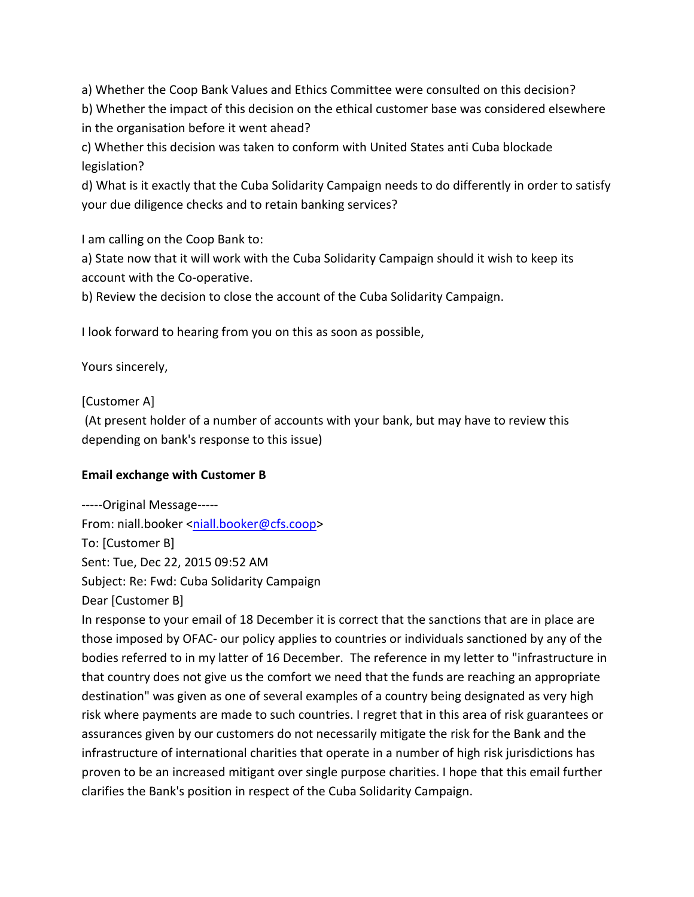a) Whether the Coop Bank Values and Ethics Committee were consulted on this decision?
b) Whether the impact of this decision on the ethical customer base was considered elsewhere in the organisation before it went ahead?
c) Whether this decision was taken to conform with United States anti Cuba blockade legislation?
d) What is it exactly that the Cuba Solidarity Campaign needs to do differently in order to satisfy your due diligence checks and to retain banking services?

I am calling on the Coop Bank to:
a) State now that it will work with the Cuba Solidarity Campaign should it wish to keep its account with the Co-operative.
b) Review the decision to close the account of the Cuba Solidarity Campaign.

I look forward to hearing from you on this as soon as possible,

Yours sincerely,

[Customer A]
(At present holder of a number of accounts with your bank, but may have to review this depending on bank's response to this issue)

**Email exchange with Customer B**

-----Original Message-----
From: niall.booker <niall.booker@cfs.coop>
To: [Customer B]
Sent: Tue, Dec 22, 2015 09:52 AM
Subject: Re: Fwd: Cuba Solidarity Campaign
Dear [Customer B]
In response to your email of 18 December it is correct that the sanctions that are in place are those imposed by OFAC- our policy applies to countries or individuals sanctioned by any of the bodies referred to in my latter of 16 December. The reference in my letter to "infrastructure in that country does not give us the comfort we need that the funds are reaching an appropriate destination" was given as one of several examples of a country being designated as very high risk where payments are made to such countries. I regret that in this area of risk guarantees or assurances given by our customers do not necessarily mitigate the risk for the Bank and the infrastructure of international charities that operate in a number of high risk jurisdictions has proven to be an increased mitigant over single purpose charities. I hope that this email further clarifies the Bank's position in respect of the Cuba Solidarity Campaign.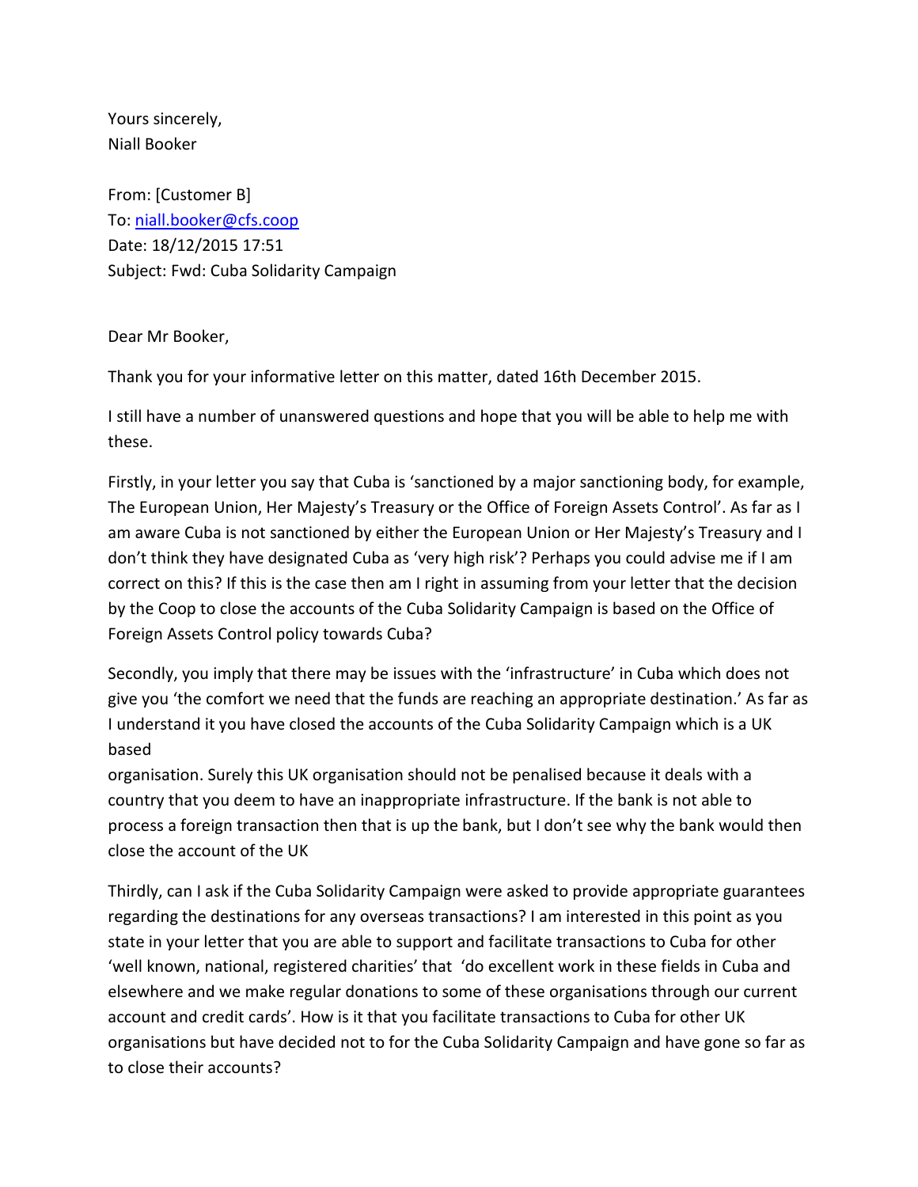Yours sincerely,
Niall Booker

From: [Customer B]
To: niall.booker@cfs.coop
Date: 18/12/2015 17:51
Subject: Fwd: Cuba Solidarity Campaign

Dear Mr Booker,

Thank you for your informative letter on this matter, dated 16th December 2015.

I still have a number of unanswered questions and hope that you will be able to help me with these.

Firstly, in your letter you say that Cuba is 'sanctioned by a major sanctioning body, for example, The European Union, Her Majesty's Treasury or the Office of Foreign Assets Control'. As far as I am aware Cuba is not sanctioned by either the European Union or Her Majesty's Treasury and I don't think they have designated Cuba as 'very high risk'? Perhaps you could advise me if I am correct on this? If this is the case then am I right in assuming from your letter that the decision by the Coop to close the accounts of the Cuba Solidarity Campaign is based on the Office of Foreign Assets Control policy towards Cuba?

Secondly, you imply that there may be issues with the 'infrastructure' in Cuba which does not give you 'the comfort we need that the funds are reaching an appropriate destination.' As far as I understand it you have closed the accounts of the Cuba Solidarity Campaign which is a UK based
organisation. Surely this UK organisation should not be penalised because it deals with a country that you deem to have an inappropriate infrastructure. If the bank is not able to process a foreign transaction then that is up the bank, but I don't see why the bank would then close the account of the UK

Thirdly, can I ask if the Cuba Solidarity Campaign were asked to provide appropriate guarantees regarding the destinations for any overseas transactions? I am interested in this point as you state in your letter that you are able to support and facilitate transactions to Cuba for other 'well known, national, registered charities' that 'do excellent work in these fields in Cuba and elsewhere and we make regular donations to some of these organisations through our current account and credit cards'. How is it that you facilitate transactions to Cuba for other UK organisations but have decided not to for the Cuba Solidarity Campaign and have gone so far as to close their accounts?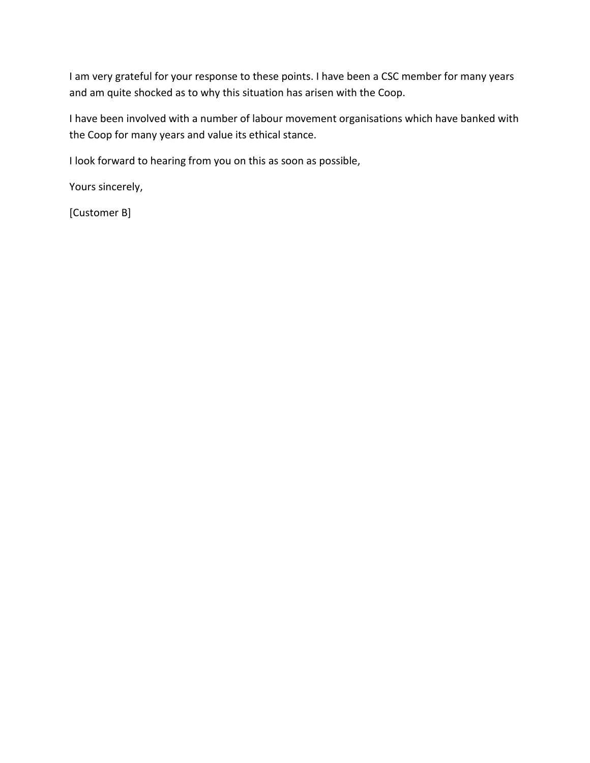I am very grateful for your response to these points. I have been a CSC member for many years and am quite shocked as to why this situation has arisen with the Coop.

I have been involved with a number of labour movement organisations which have banked with the Coop for many years and value its ethical stance.

I look forward to hearing from you on this as soon as possible,

Yours sincerely,

[Customer B]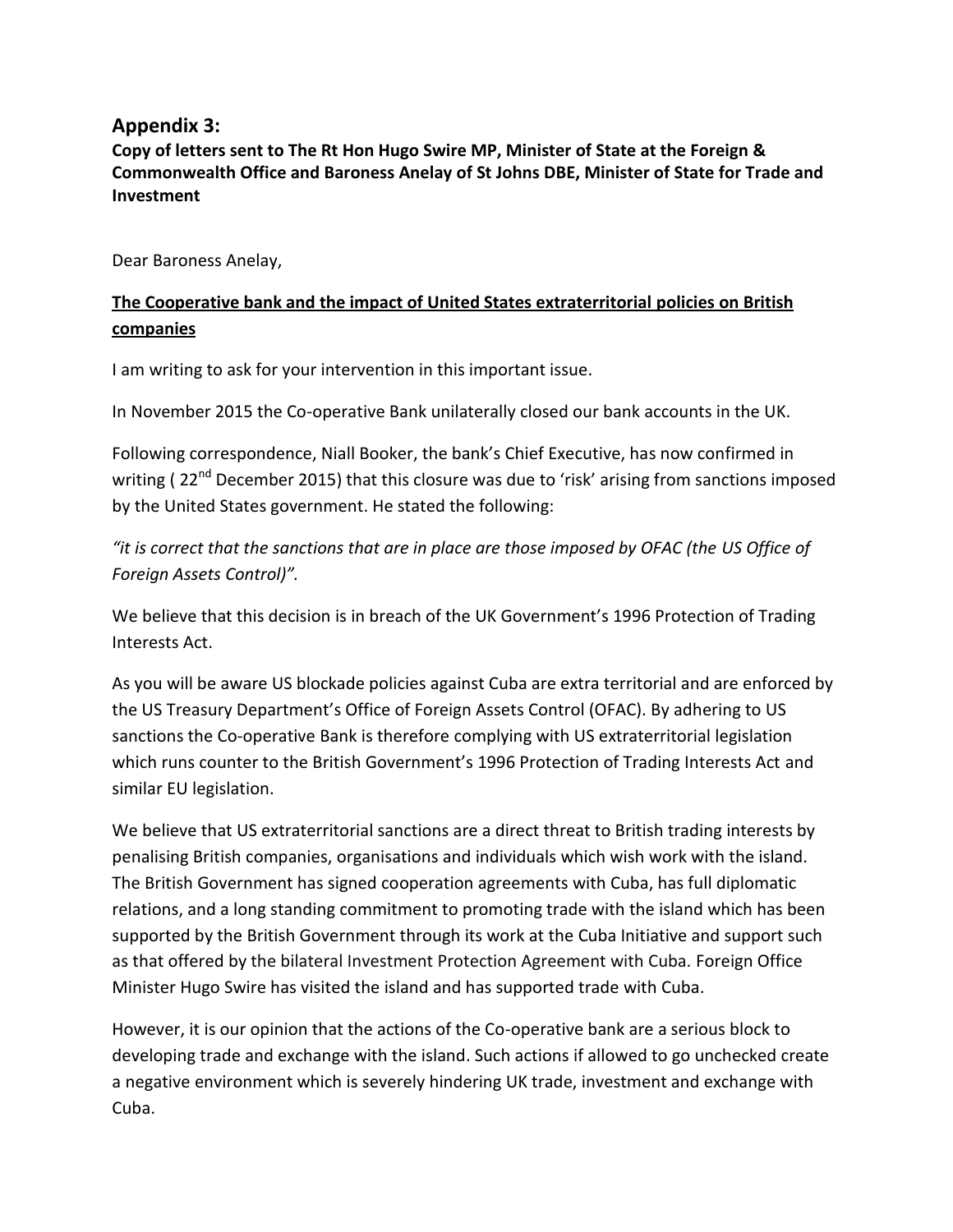## Appendix 3:

**Copy of letters sent to The Rt Hon Hugo Swire MP, Minister of State at the Foreign & Commonwealth Office and Baroness Anelay of St Johns DBE, Minister of State for Trade and Investment**

Dear Baroness Anelay,

**<u>The Cooperative bank and the impact of United States extraterritorial policies on British companies</u>**

I am writing to ask for your intervention in this important issue.

In November 2015 the Co-operative Bank unilaterally closed our bank accounts in the UK.

Following correspondence, Niall Booker, the bank's Chief Executive, has now confirmed in writing ( 22nd December 2015) that this closure was due to 'risk' arising from sanctions imposed by the United States government. He stated the following:

*"it is correct that the sanctions that are in place are those imposed by OFAC (the US Office of Foreign Assets Control)".*

We believe that this decision is in breach of the UK Government's 1996 Protection of Trading Interests Act.

As you will be aware US blockade policies against Cuba are extra territorial and are enforced by the US Treasury Department's Office of Foreign Assets Control (OFAC). By adhering to US sanctions the Co-operative Bank is therefore complying with US extraterritorial legislation which runs counter to the British Government's 1996 Protection of Trading Interests Act and similar EU legislation.

We believe that US extraterritorial sanctions are a direct threat to British trading interests by penalising British companies, organisations and individuals which wish work with the island. The British Government has signed cooperation agreements with Cuba, has full diplomatic relations, and a long standing commitment to promoting trade with the island which has been supported by the British Government through its work at the Cuba Initiative and support such as that offered by the bilateral Investment Protection Agreement with Cuba. Foreign Office Minister Hugo Swire has visited the island and has supported trade with Cuba.

However, it is our opinion that the actions of the Co-operative bank are a serious block to developing trade and exchange with the island. Such actions if allowed to go unchecked create a negative environment which is severely hindering UK trade, investment and exchange with Cuba.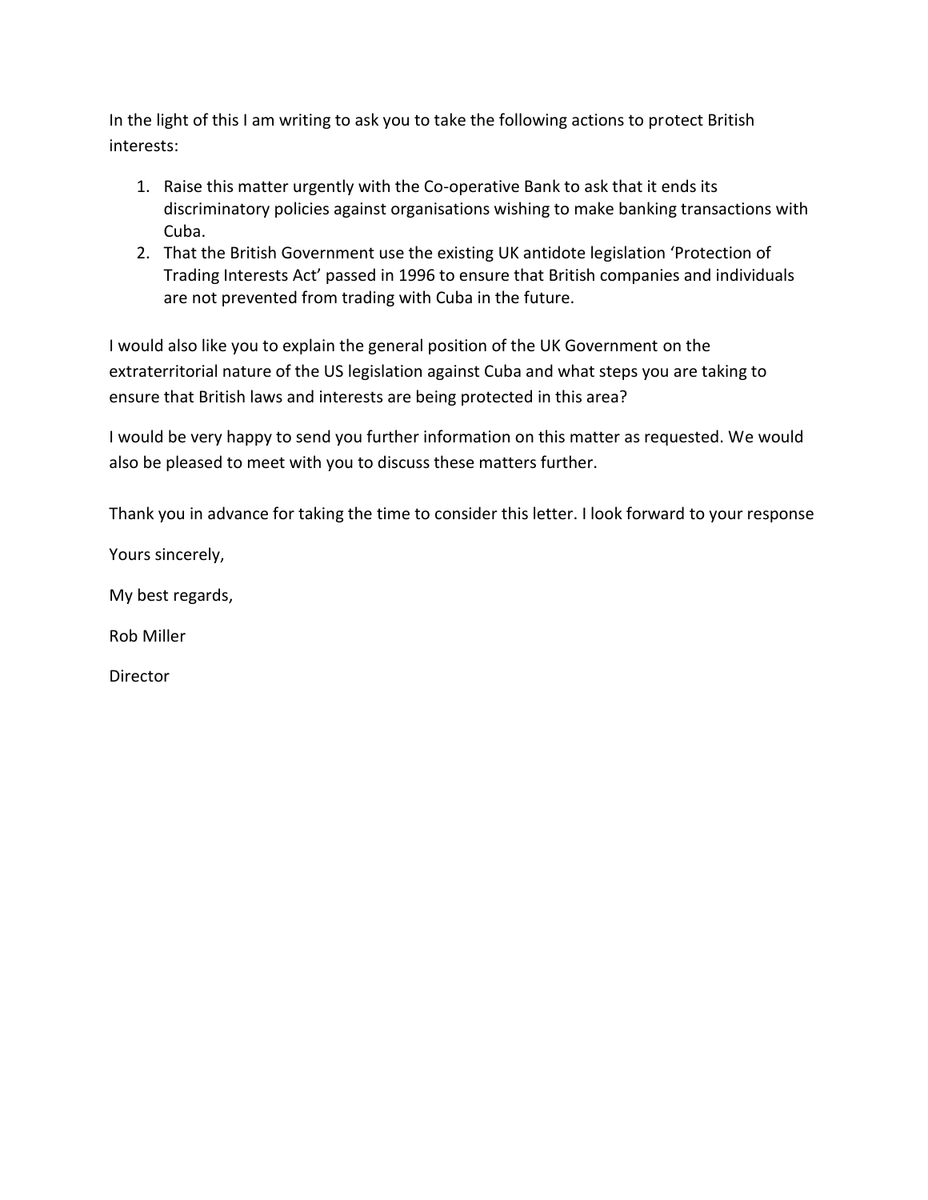In the light of this I am writing to ask you to take the following actions to protect British interests:

1. Raise this matter urgently with the Co-operative Bank to ask that it ends its discriminatory policies against organisations wishing to make banking transactions with Cuba.
2. That the British Government use the existing UK antidote legislation 'Protection of Trading Interests Act' passed in 1996 to ensure that British companies and individuals are not prevented from trading with Cuba in the future.

I would also like you to explain the general position of the UK Government on the extraterritorial nature of the US legislation against Cuba and what steps you are taking to ensure that British laws and interests are being protected in this area?

I would be very happy to send you further information on this matter as requested. We would also be pleased to meet with you to discuss these matters further.

Thank you in advance for taking the time to consider this letter. I look forward to your response

Yours sincerely,

My best regards,

Rob Miller

Director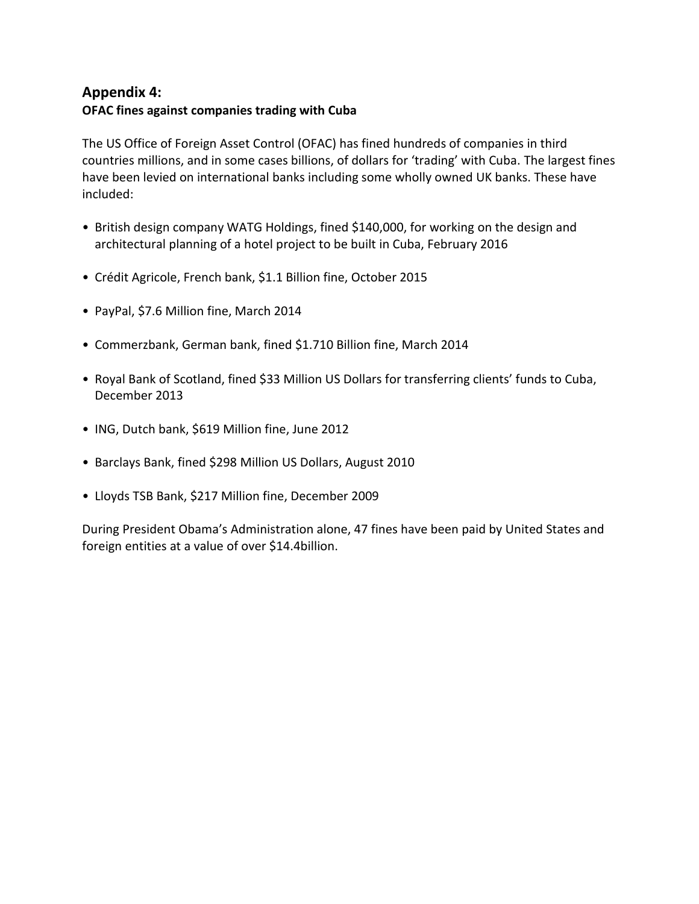## Appendix 4:

**OFAC fines against companies trading with Cuba**

The US Office of Foreign Asset Control (OFAC) has fined hundreds of companies in third countries millions, and in some cases billions, of dollars for 'trading' with Cuba. The largest fines have been levied on international banks including some wholly owned UK banks. These have included:

- British design company WATG Holdings, fined $140,000, for working on the design and architectural planning of a hotel project to be built in Cuba, February 2016
- Crédit Agricole, French bank, $1.1 Billion fine, October 2015
- PayPal, $7.6 Million fine, March 2014
- Commerzbank, German bank, fined $1.710 Billion fine, March 2014
- Royal Bank of Scotland, fined $33 Million US Dollars for transferring clients' funds to Cuba, December 2013
- ING, Dutch bank, $619 Million fine, June 2012
- Barclays Bank, fined $298 Million US Dollars, August 2010
- Lloyds TSB Bank, $217 Million fine, December 2009

During President Obama's Administration alone, 47 fines have been paid by United States and foreign entities at a value of over $14.4billion.